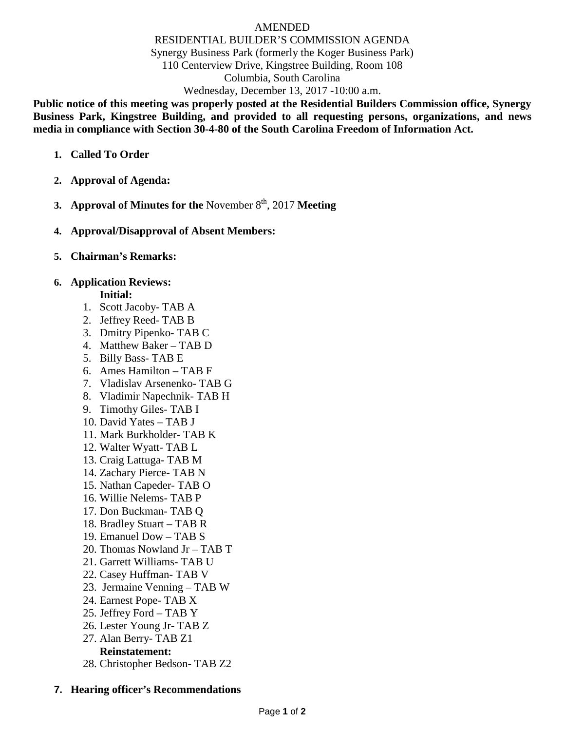AMENDED

RESIDENTIAL BUILDER'S COMMISSION AGENDA

Synergy Business Park (formerly the Koger Business Park)

110 Centerview Drive, Kingstree Building, Room 108

Columbia, South Carolina

Wednesday, December 13, 2017 -10:00 a.m.

**Public notice of this meeting was properly posted at the Residential Builders Commission office, Synergy Business Park, Kingstree Building, and provided to all requesting persons, organizations, and news media in compliance with Section 30-4-80 of the South Carolina Freedom of Information Act.**

1. **Called To Order**

2. **Approval of Agenda:**

3. **Approval of Minutes for the** November 8th, 2017 **Meeting**

4. **Approval/Disapproval of Absent Members:**

5. **Chairman's Remarks:**

6. **Application Reviews:**

   **Initial:**
   1. Scott Jacoby- TAB A
   2. Jeffrey Reed- TAB B
   3. Dmitry Pipenko- TAB C
   4. Matthew Baker – TAB D
   5. Billy Bass- TAB E
   6. Ames Hamilton – TAB F
   7. Vladislav Arsenenko- TAB G
   8. Vladimir Napechnik- TAB H
   9. Timothy Giles- TAB I
   10. David Yates – TAB J
   11. Mark Burkholder- TAB K
   12. Walter Wyatt- TAB L
   13. Craig Lattuga- TAB M
   14. Zachary Pierce- TAB N
   15. Nathan Capeder- TAB O
   16. Willie Nelems- TAB P
   17. Don Buckman- TAB Q
   18. Bradley Stuart – TAB R
   19. Emanuel Dow – TAB S
   20. Thomas Nowland Jr – TAB T
   21. Garrett Williams- TAB U
   22. Casey Huffman- TAB V
   23. Jermaine Venning – TAB W
   24. Earnest Pope- TAB X
   25. Jeffrey Ford – TAB Y
   26. Lester Young Jr- TAB Z
   27. Alan Berry- TAB Z1

   **Reinstatement:**

   28. Christopher Bedson- TAB Z2

7. **Hearing officer's Recommendations**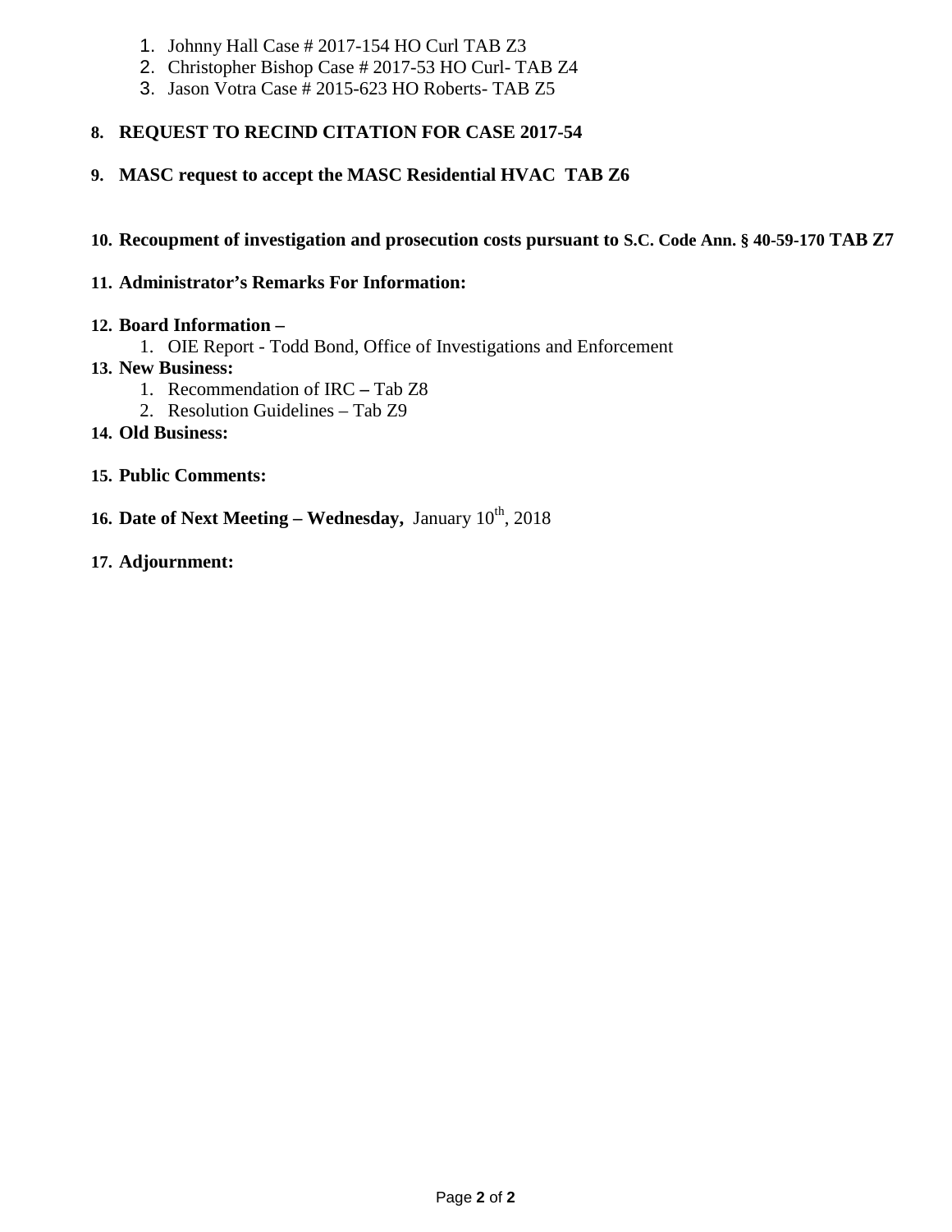1. Johnny Hall Case # 2017-154 HO Curl TAB Z3
2. Christopher Bishop Case # 2017-53 HO Curl- TAB Z4
3. Jason Votra Case # 2015-623 HO Roberts- TAB Z5

**8. REQUEST TO RECIND CITATION FOR CASE 2017-54**

**9. MASC request to accept the MASC Residential HVAC TAB Z6**

**10. Recoupment of investigation and prosecution costs pursuant to S.C. Code Ann. § 40-59-170 TAB Z7**

**11. Administrator's Remarks For Information:**

**12. Board Information –**

1. OIE Report - Todd Bond, Office of Investigations and Enforcement

**13. New Business:**

1. Recommendation of IRC **–** Tab Z8
2. Resolution Guidelines – Tab Z9

**14. Old Business:**

**15. Public Comments:**

**16. Date of Next Meeting – Wednesday,** January 10th, 2018

**17. Adjournment:**